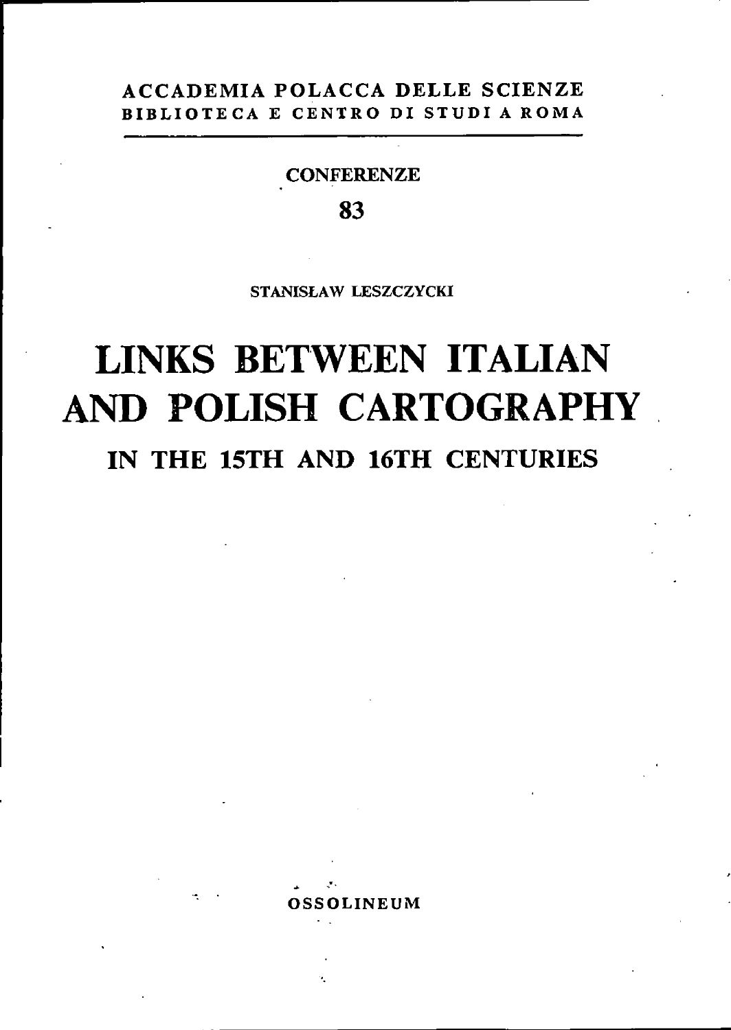ACCADEMIA POLACCA DELLE SCIENZE
BIBLIOTECA E CENTRO DI STUDI A ROMA

CONFERENZE

83

STANISŁAW LESZCZYCKI

# LINKS BETWEEN ITALIAN AND POLISH CARTOGRAPHY

## IN THE 15TH AND 16TH CENTURIES

OSSOLINEUM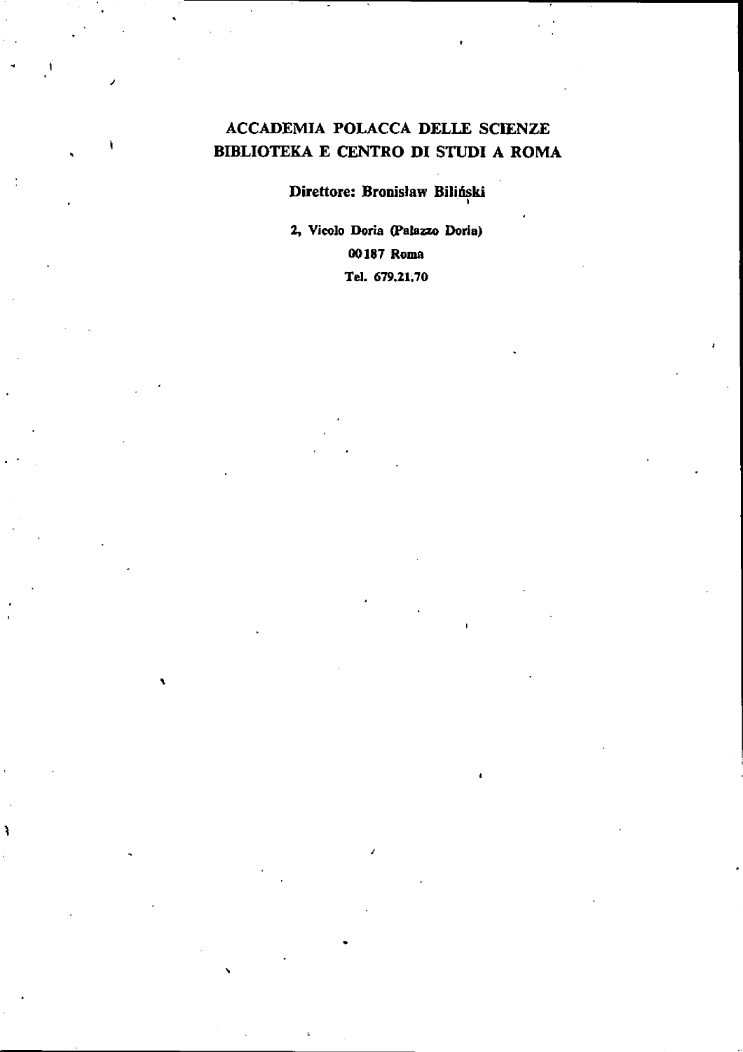ACCADEMIA POLACCA DELLE SCIENZE
BIBLIOTEKA E CENTRO DI STUDI A ROMA

**Direttore: Bronisław Biliński**

**2, Vicolo Doria (Palazzo Doria)**
**00187 Roma**
**Tel. 679.21.70**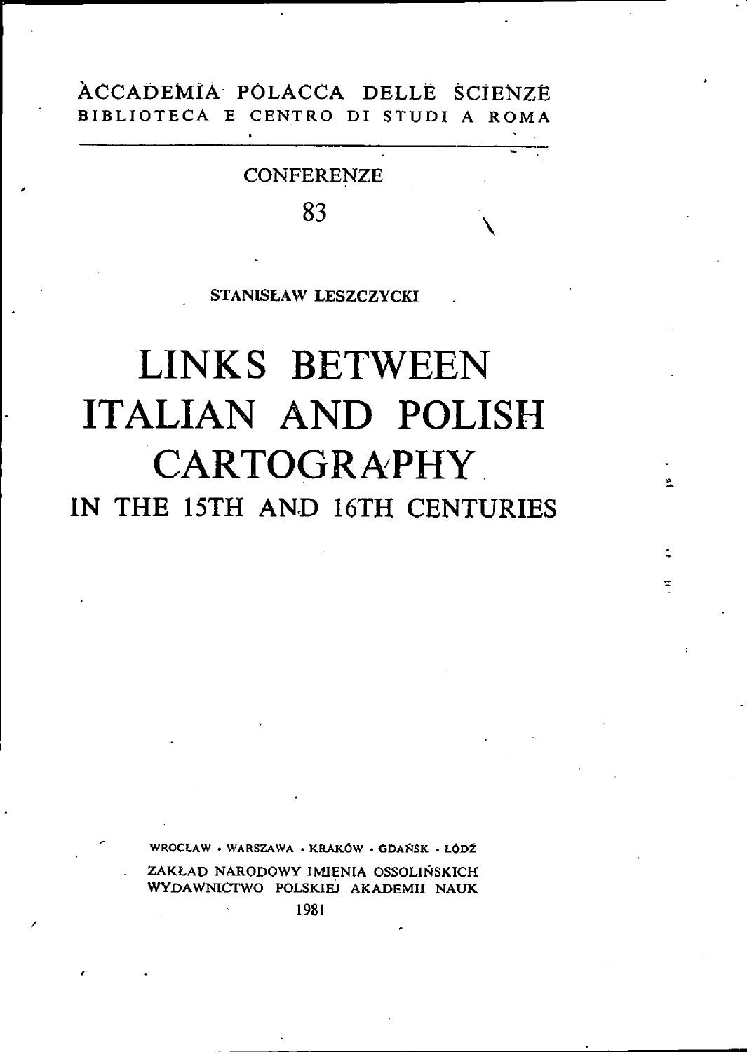ACCADEMIA POLACCA DELLE SCIENZE
BIBLIOTECA E CENTRO DI STUDI A ROMA

CONFERENZE

83

STANISŁAW LESZCZYCKI

# LINKS BETWEEN ITALIAN AND POLISH CARTOGRAPHY

## IN THE 15TH AND 16TH CENTURIES

WROCŁAW · WARSZAWA · KRAKÓW · GDAŃSK · ŁÓDŹ

ZAKŁAD NARODOWY IMIENIA OSSOLIŃSKICH
WYDAWNICTWO POLSKIEJ AKADEMII NAUK

1981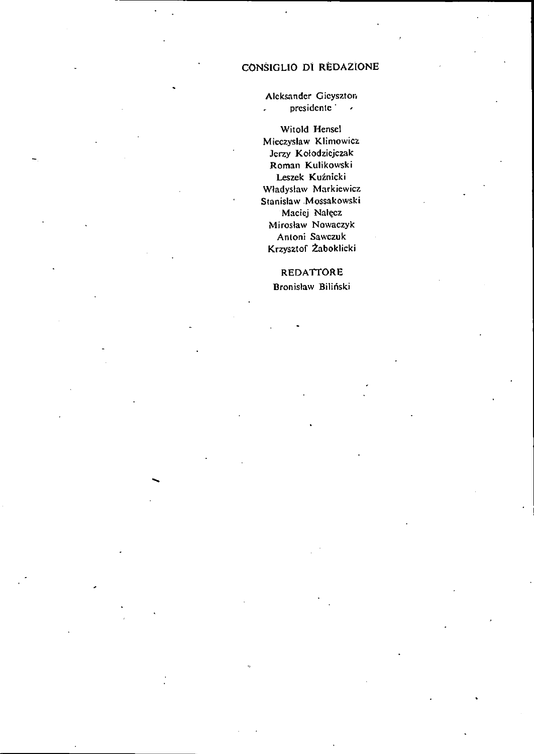## CONSIGLIO DI REDAZIONE

Aleksander Gieysztor
presidente

Witold Hensel
Mieczysław Klimowicz
Jerzy Kołodziejczak
Roman Kulikowski
Leszek Kuźnicki
Władysław Markiewicz
Stanisław Mossakowski
Maciej Nałęcz
Mirosław Nowaczyk
Antoni Sawczuk
Krzysztof Żaboklicki

### REDATTORE

Bronisław Biliński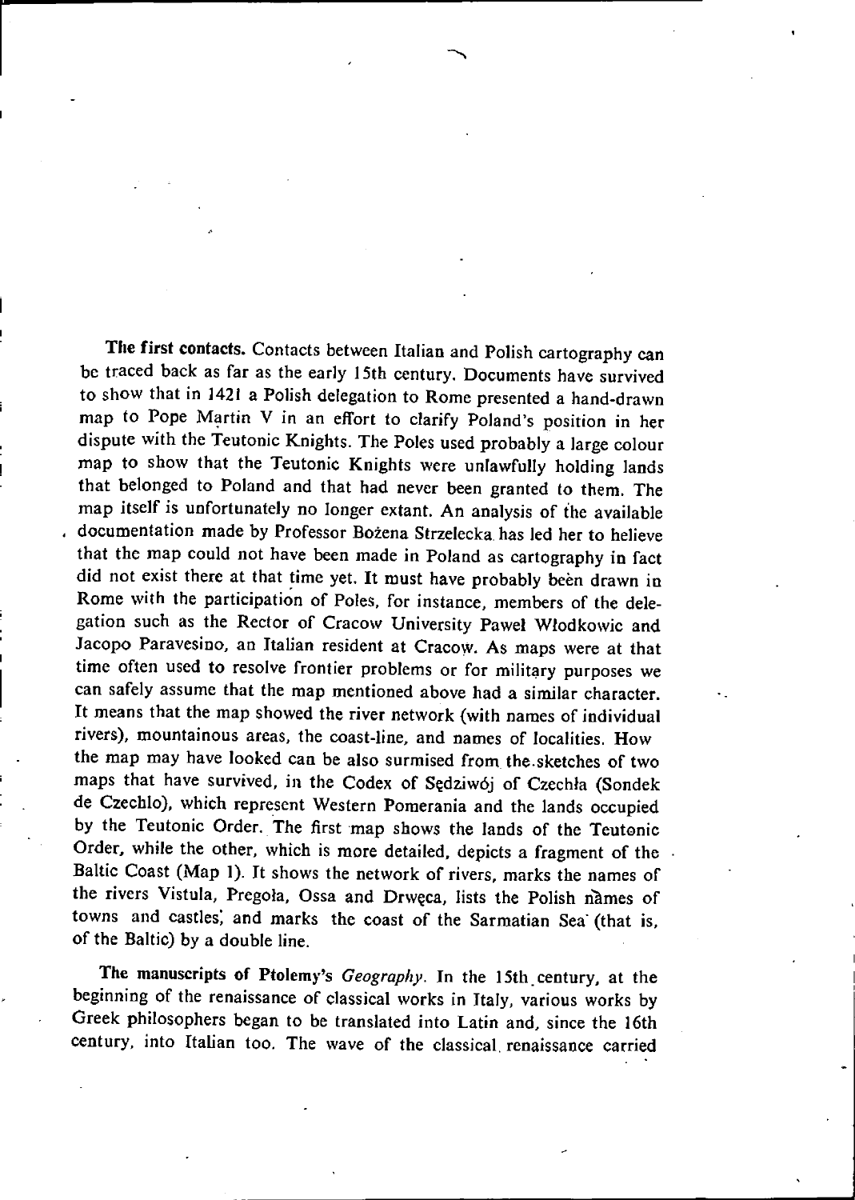**The first contacts.** Contacts between Italian and Polish cartography can be traced back as far as the early 15th century. Documents have survived to show that in 1421 a Polish delegation to Rome presented a hand-drawn map to Pope Martin V in an effort to clarify Poland's position in her dispute with the Teutonic Knights. The Poles used probably a large colour map to show that the Teutonic Knights were unlawfully holding lands that belonged to Poland and that had never been granted to them. The map itself is unfortunately no longer extant. An analysis of the available documentation made by Professor Bożena Strzelecka has led her to believe that the map could not have been made in Poland as cartography in fact did not exist there at that time yet. It must have probably been drawn in Rome with the participation of Poles, for instance, members of the delegation such as the Rector of Cracow University Paweł Włodkowic and Jacopo Paravesino, an Italian resident at Cracow. As maps were at that time often used to resolve frontier problems or for military purposes we can safely assume that the map mentioned above had a similar character. It means that the map showed the river network (with names of individual rivers), mountainous areas, the coast-line, and names of localities. How the map may have looked can be also surmised from the sketches of two maps that have survived, in the Codex of Sędziwój of Czechła (Sondek de Czechlo), which represent Western Pomerania and the lands occupied by the Teutonic Order. The first map shows the lands of the Teutonic Order, while the other, which is more detailed, depicts a fragment of the Baltic Coast (Map 1). It shows the network of rivers, marks the names of the rivers Vistula, Pregoła, Ossa and Drwęca, lists the Polish names of towns and castles, and marks the coast of the Sarmatian Sea (that is, of the Baltic) by a double line.

**The manuscripts of Ptolemy's *Geography*.** In the 15th century, at the beginning of the renaissance of classical works in Italy, various works by Greek philosophers began to be translated into Latin and, since the 16th century, into Italian too. The wave of the classical renaissance carried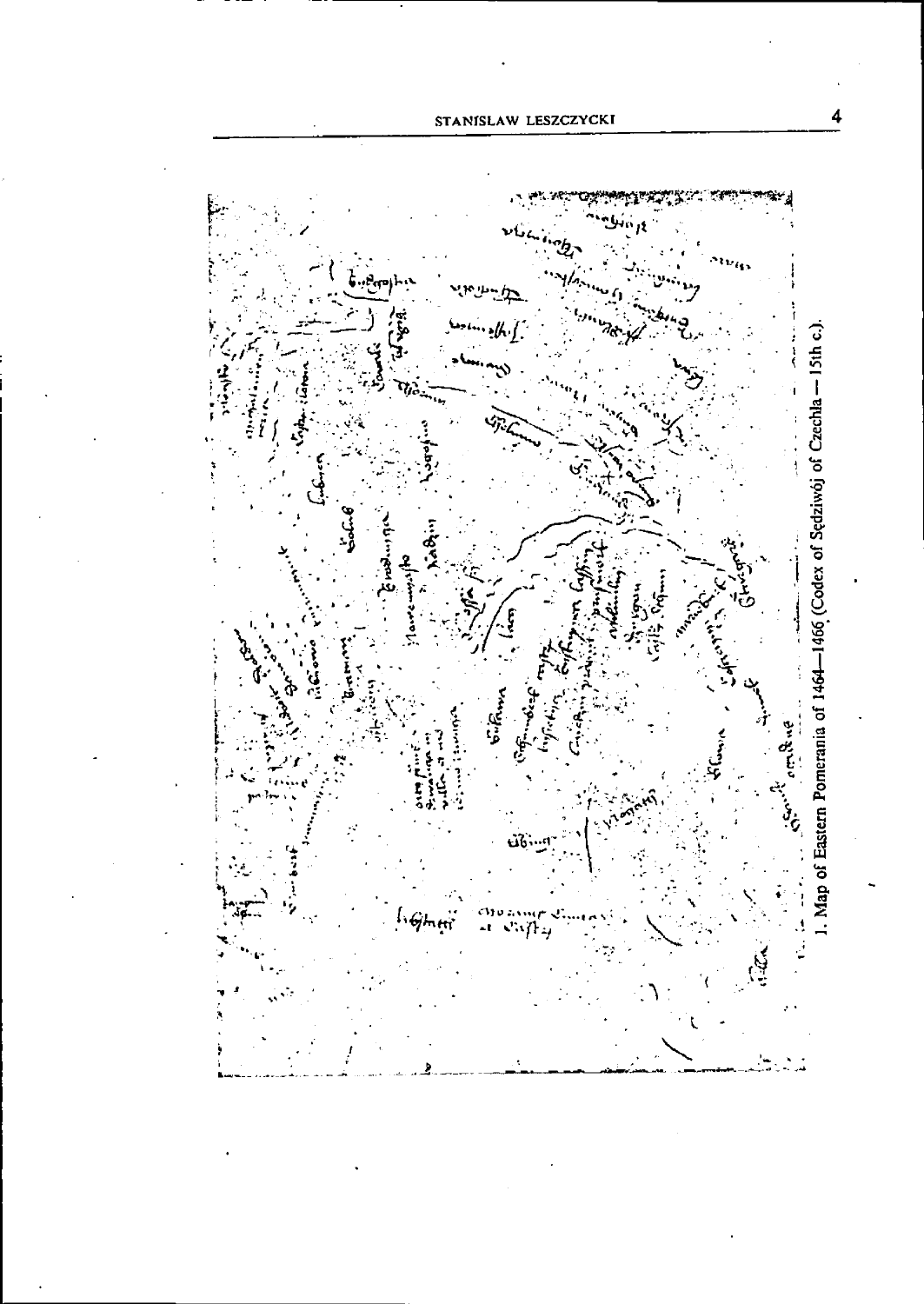1. Map of Eastern Pomerania of 1464—1466 (Codex of Sędziwój of Czechla — 15th c.).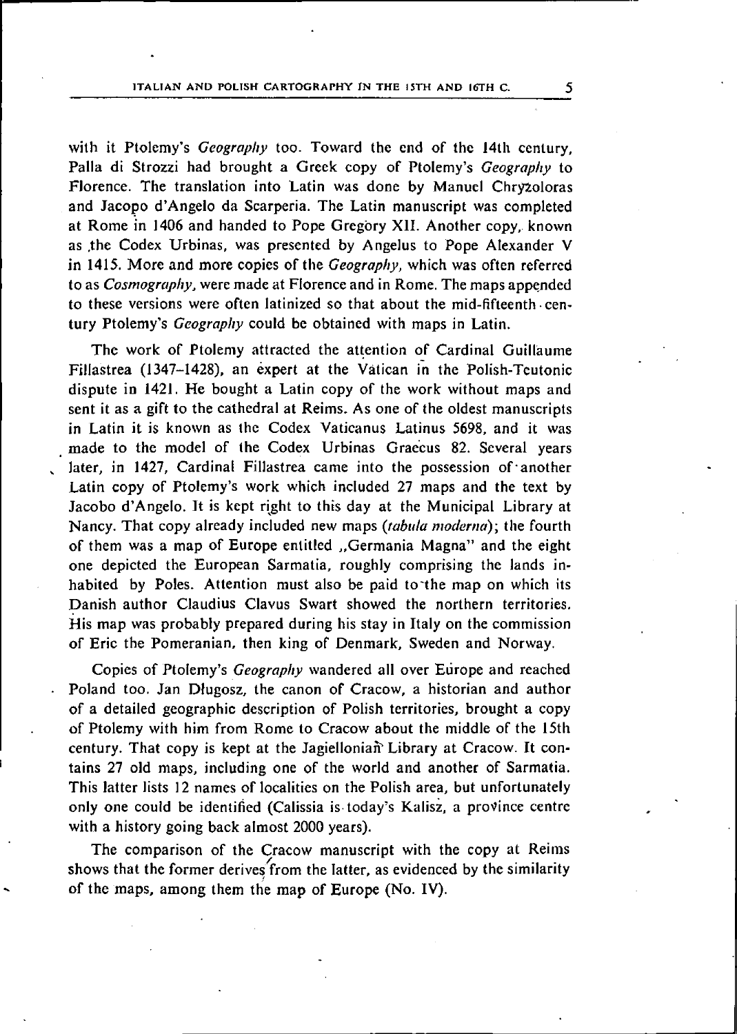with it Ptolemy's *Geography* too. Toward the end of the 14th century, Palla di Strozzi had brought a Greek copy of Ptolemy's *Geography* to Florence. The translation into Latin was done by Manuel Chryzoloras and Jacopo d'Angelo da Scarperia. The Latin manuscript was completed at Rome in 1406 and handed to Pope Gregory XII. Another copy, known as the Codex Urbinas, was presented by Angelus to Pope Alexander V in 1415. More and more copies of the *Geography*, which was often referred to as *Cosmography*, were made at Florence and in Rome. The maps appended to these versions were often latinized so that about the mid-fifteenth century Ptolemy's *Geography* could be obtained with maps in Latin.

The work of Ptolemy attracted the attention of Cardinal Guillaume Fillastrea (1347–1428), an expert at the Vatican in the Polish-Teutonic dispute in 1421. He bought a Latin copy of the work without maps and sent it as a gift to the cathedral at Reims. As one of the oldest manuscripts in Latin it is known as the Codex Vaticanus Latinus 5698, and it was made to the model of the Codex Urbinas Graecus 82. Several years later, in 1427, Cardinal Fillastrea came into the possession of another Latin copy of Ptolemy's work which included 27 maps and the text by Jacobo d'Angelo. It is kept right to this day at the Municipal Library at Nancy. That copy already included new maps (*tabula moderna*); the fourth of them was a map of Europe entitled „Germania Magna" and the eight one depicted the European Sarmatia, roughly comprising the lands inhabited by Poles. Attention must also be paid to the map on which its Danish author Claudius Clavus Swart showed the northern territories. His map was probably prepared during his stay in Italy on the commission of Eric the Pomeranian, then king of Denmark, Sweden and Norway.

Copies of Ptolemy's *Geography* wandered all over Europe and reached Poland too. Jan Długosz, the canon of Cracow, a historian and author of a detailed geographic description of Polish territories, brought a copy of Ptolemy with him from Rome to Cracow about the middle of the 15th century. That copy is kept at the Jagiellonian Library at Cracow. It contains 27 old maps, including one of the world and another of Sarmatia. This latter lists 12 names of localities on the Polish area, but unfortunately only one could be identified (Calissia is today's Kalisz, a province centre with a history going back almost 2000 years).

The comparison of the Cracow manuscript with the copy at Reims shows that the former derives from the latter, as evidenced by the similarity of the maps, among them the map of Europe (No. IV).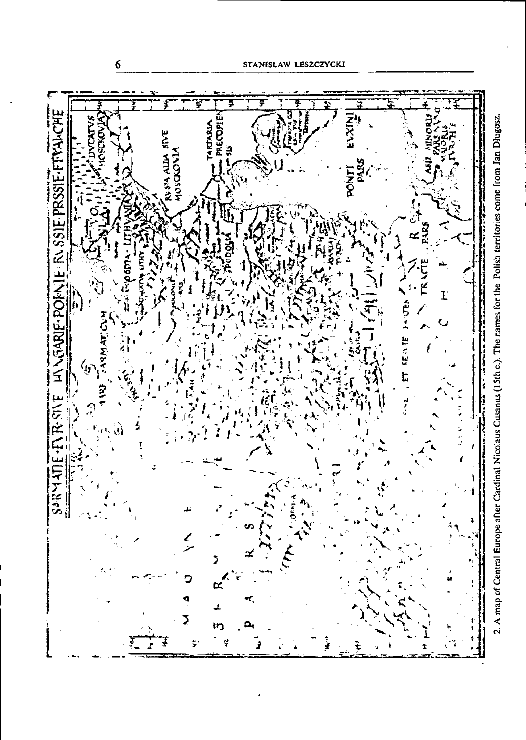2. A map of Central Europe after Cardinal Nicolaus Cusanus (15th c.). The names for the Polish territories come from Jan Długosz.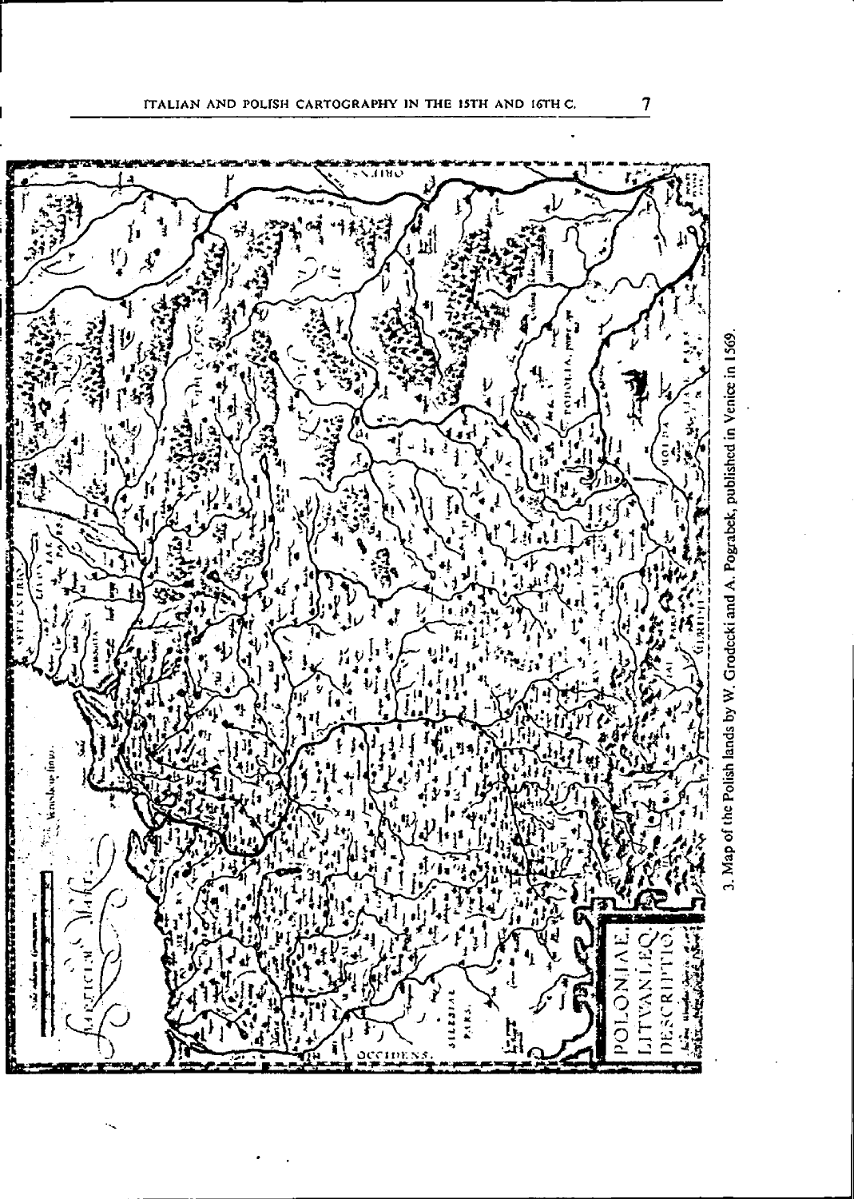3. Map of the Polish lands by W. Grodecki and A. Pograbek, published in Venice in 1569.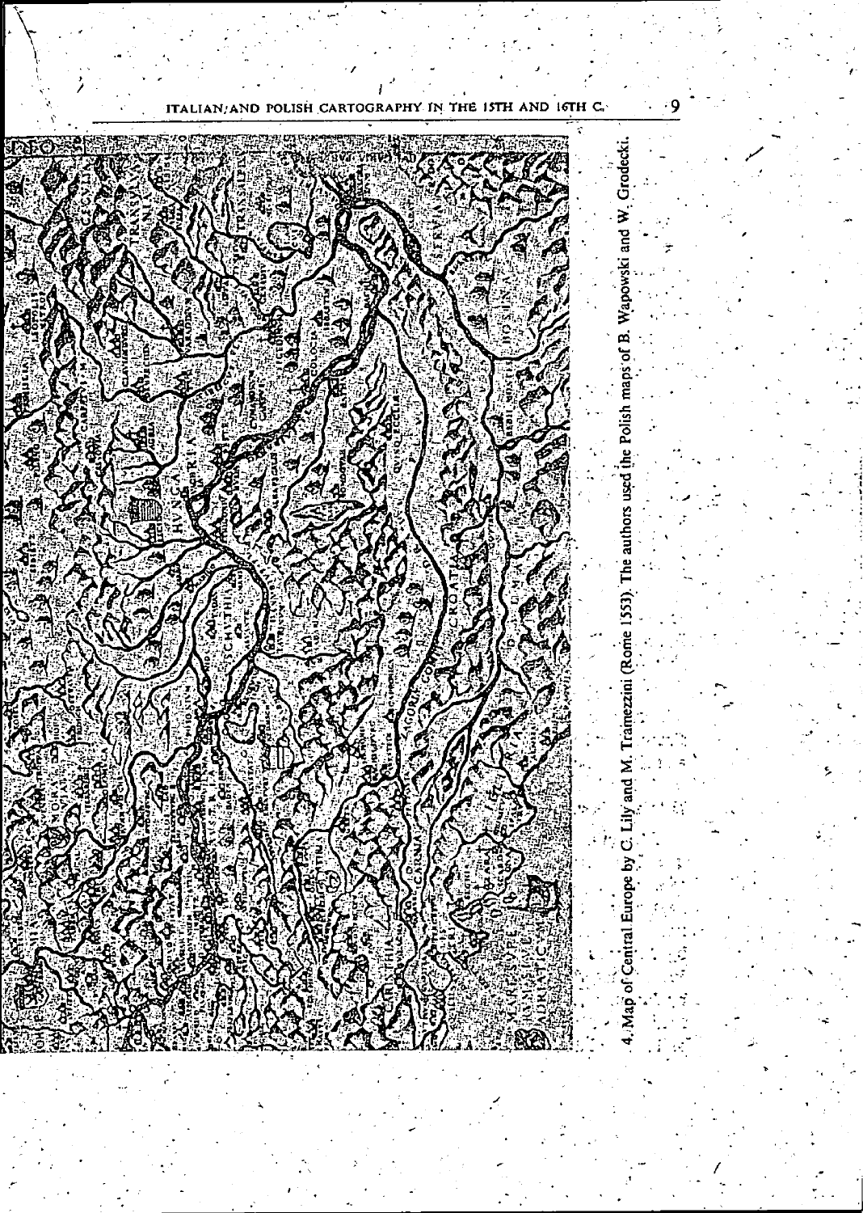4. Map of Central Europe by C. Lily and M. Tramezzini (Rome 1553). The authors used the Polish maps of B. Wapowski and W. Grodecki.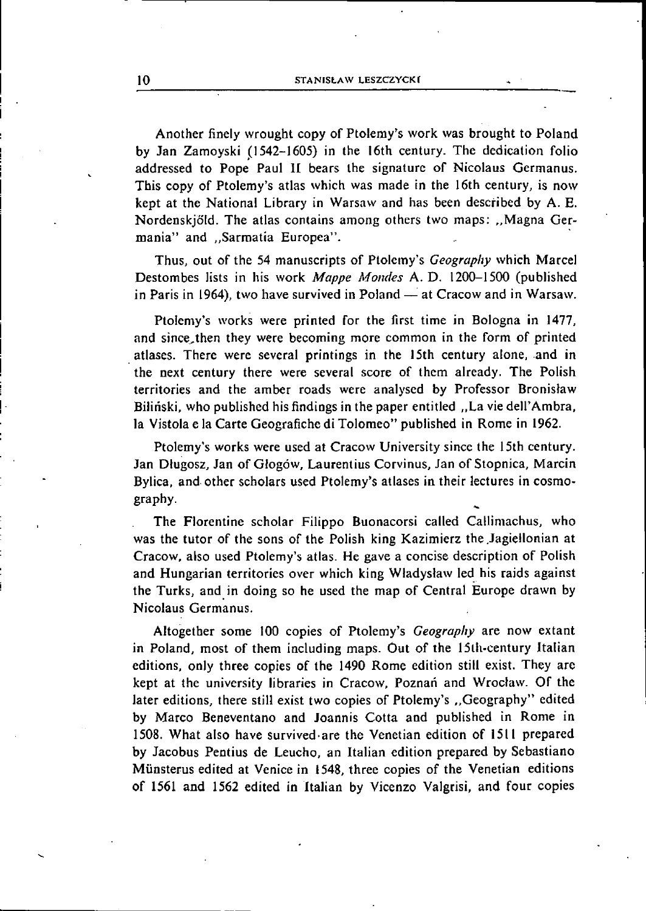Another finely wrought copy of Ptolemy's work was brought to Poland by Jan Zamoyski (1542–1605) in the 16th century. The dedication folio addressed to Pope Paul II bears the signature of Nicolaus Germanus. This copy of Ptolemy's atlas which was made in the 16th century, is now kept at the National Library in Warsaw and has been described by A. E. Nordenskjöld. The atlas contains among others two maps: „Magna Germania" and „Sarmatia Europea".

Thus, out of the 54 manuscripts of Ptolemy's *Geography* which Marcel Destombes lists in his work *Mappe Mondes* A. D. 1200–1500 (published in Paris in 1964), two have survived in Poland — at Cracow and in Warsaw.

Ptolemy's works were printed for the first time in Bologna in 1477, and since then they were becoming more common in the form of printed atlases. There were several printings in the 15th century alone, and in the next century there were several score of them already. The Polish territories and the amber roads were analysed by Professor Bronisław Biliński, who published his findings in the paper entitled „La vie dell'Ambra, la Vistola e la Carte Geografiche di Tolomeo" published in Rome in 1962.

Ptolemy's works were used at Cracow University since the 15th century. Jan Długosz, Jan of Głogów, Laurentius Corvinus, Jan of Stopnica, Marcin Bylica, and other scholars used Ptolemy's atlases in their lectures in cosmography.

The Florentine scholar Filippo Buonacorsi called Callimachus, who was the tutor of the sons of the Polish king Kazimierz the Jagiellonian at Cracow, also used Ptolemy's atlas. He gave a concise description of Polish and Hungarian territories over which king Władysław led his raids against the Turks, and in doing so he used the map of Central Europe drawn by Nicolaus Germanus.

Altogether some 100 copies of Ptolemy's *Geography* are now extant in Poland, most of them including maps. Out of the 15th-century Italian editions, only three copies of the 1490 Rome edition still exist. They are kept at the university libraries in Cracow, Poznań and Wrocław. Of the later editions, there still exist two copies of Ptolemy's „Geography" edited by Marco Beneventano and Joannis Cotta and published in Rome in 1508. What also have survived are the Venetian edition of 1511 prepared by Jacobus Pentius de Leucho, an Italian edition prepared by Sebastiano Münsterus edited at Venice in 1548, three copies of the Venetian editions of 1561 and 1562 edited in Italian by Vicenzo Valgrisi, and four copies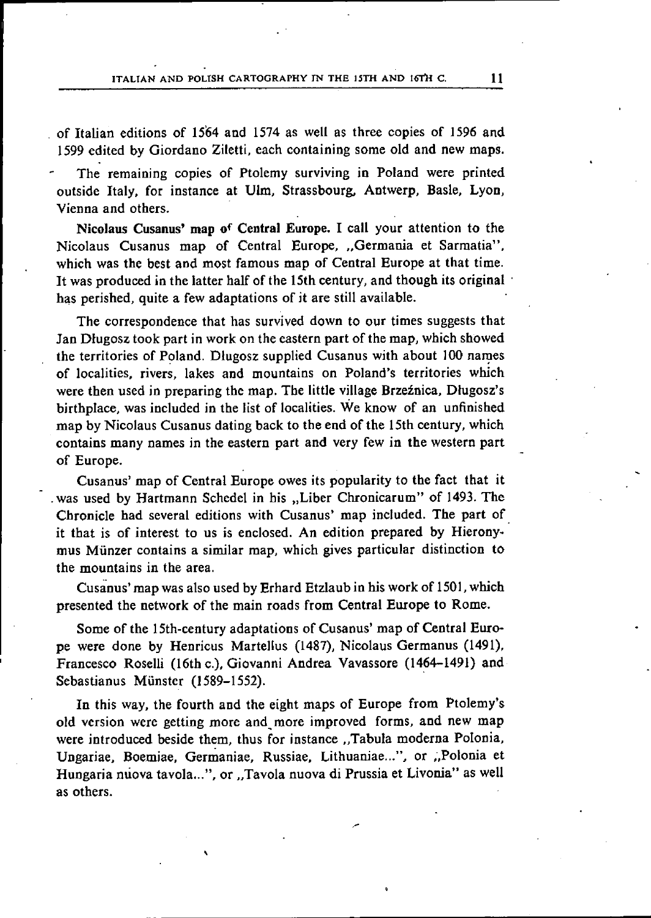of Italian editions of 1564 and 1574 as well as three copies of 1596 and 1599 edited by Giordano Ziletti, each containing some old and new maps.

The remaining copies of Ptolemy surviving in Poland were printed outside Italy, for instance at Ulm, Strassbourg, Antwerp, Basle, Lyon, Vienna and others.

**Nicolaus Cusanus' map of Central Europe.** I call your attention to the Nicolaus Cusanus map of Central Europe, „Germania et Sarmatia", which was the best and most famous map of Central Europe at that time. It was produced in the latter half of the 15th century, and though its original has perished, quite a few adaptations of it are still available.

The correspondence that has survived down to our times suggests that Jan Długosz took part in work on the eastern part of the map, which showed the territories of Poland. Długosz supplied Cusanus with about 100 names of localities, rivers, lakes and mountains on Poland's territories which were then used in preparing the map. The little village Brzeźnica, Długosz's birthplace, was included in the list of localities. We know of an unfinished map by Nicolaus Cusanus dating back to the end of the 15th century, which contains many names in the eastern part and very few in the western part of Europe.

Cusanus' map of Central Europe owes its popularity to the fact that it was used by Hartmann Schedel in his „Liber Chronicarum" of 1493. The Chronicle had several editions with Cusanus' map included. The part of it that is of interest to us is enclosed. An edition prepared by Hieronymus Münzer contains a similar map, which gives particular distinction to the mountains in the area.

Cusanus' map was also used by Erhard Etzlaub in his work of 1501, which presented the network of the main roads from Central Europe to Rome.

Some of the 15th-century adaptations of Cusanus' map of Central Europe were done by Henricus Martellus (1487), Nicolaus Germanus (1491), Francesco Roselli (16th c.), Giovanni Andrea Vavassore (1464–1491) and Sebastianus Münster (1589–1552).

In this way, the fourth and the eight maps of Europe from Ptolemy's old version were getting more and more improved forms, and new map were introduced beside them, thus for instance „Tabula moderna Polonia, Ungariae, Boemiae, Germaniae, Russiae, Lithuaniae...", or „Polonia et Hungaria nuova tavola...", or „Tavola nuova di Prussia et Livonia" as well as others.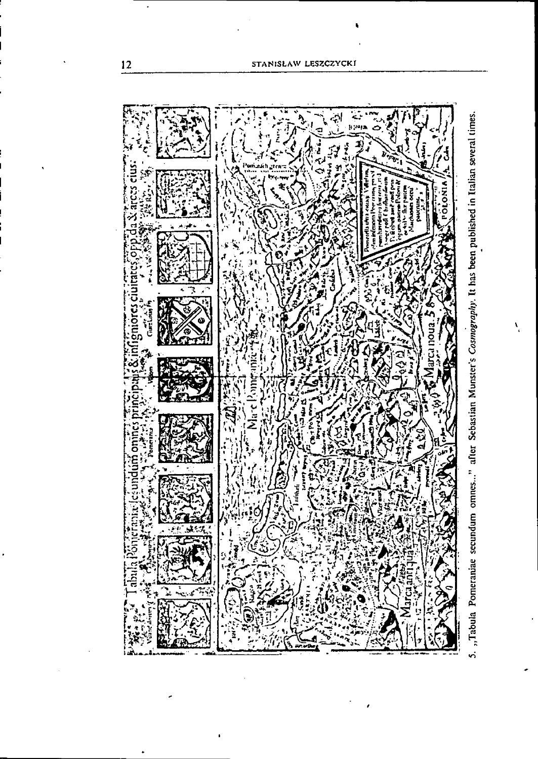5. „Tabula Pomeraniae secundum omnes..." after Sebastian Munster's *Cosmography*. It has been published in Italian several times.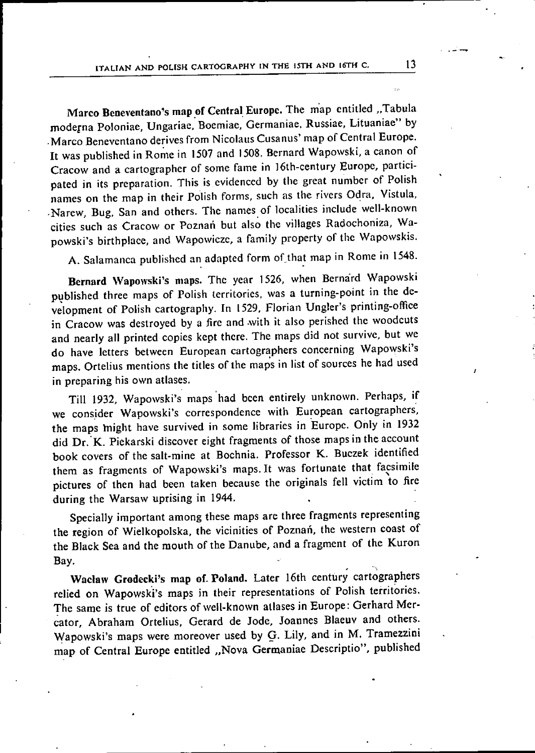**Marco Beneventano's map of Central Europe.** The map entitled „Tabula moderna Poloniae, Ungariae, Boemiae, Germaniae, Russiae, Lituaniae" by Marco Beneventano derives from Nicolaus Cusanus' map of Central Europe. It was published in Rome in 1507 and 1508. Bernard Wapowski, a canon of Cracow and a cartographer of some fame in 16th-century Europe, participated in its preparation. This is evidenced by the great number of Polish names on the map in their Polish forms, such as the rivers Odra, Vistula, Narew, Bug, San and others. The names of localities include well-known cities such as Cracow or Poznań but also the villages Radochoniza, Wapowski's birthplace, and Wapowicze, a family property of the Wapowskis.

A. Salamanca published an adapted form of that map in Rome in 1548.

**Bernard Wapowski's maps.** The year 1526, when Bernard Wapowski published three maps of Polish territories, was a turning-point in the development of Polish cartography. In 1529, Florian Ungler's printing-office in Cracow was destroyed by a fire and with it also perished the woodcuts and nearly all printed copies kept there. The maps did not survive, but we do have letters between European cartographers concerning Wapowski's maps. Ortelius mentions the titles of the maps in list of sources he had used in preparing his own atlases.

Till 1932, Wapowski's maps had been entirely unknown. Perhaps, if we consider Wapowski's correspondence with European cartographers, the maps might have survived in some libraries in Europe. Only in 1932 did Dr. K. Piekarski discover eight fragments of those maps in the account book covers of the salt-mine at Bochnia. Professor K. Buczek identified them as fragments of Wapowski's maps. It was fortunate that facsimile pictures of then had been taken because the originals fell victim to fire during the Warsaw uprising in 1944.

Specially important among these maps are three fragments representing the region of Wielkopolska, the vicinities of Poznań, the western coast of the Black Sea and the mouth of the Danube, and a fragment of the Kuron Bay.

**Wacław Grodecki's map of Poland.** Later 16th century cartographers relied on Wapowski's maps in their representations of Polish territories. The same is true of editors of well-known atlases in Europe: Gerhard Mercator, Abraham Ortelius, Gerard de Jode, Joannes Blaeuv and others. Wapowski's maps were moreover used by G. Lily, and in M. Tramezzini map of Central Europe entitled „Nova Germaniae Descriptio", published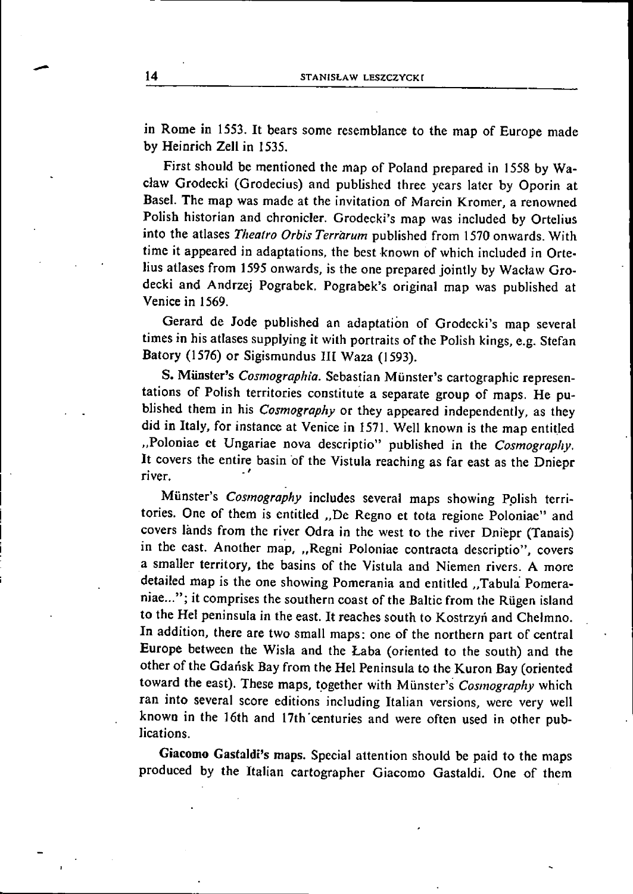in Rome in 1553. It bears some resemblance to the map of Europe made by Heinrich Zell in 1535.

First should be mentioned the map of Poland prepared in 1558 by Wacław Grodecki (Grodecius) and published three years later by Oporin at Basel. The map was made at the invitation of Marcin Kromer, a renowned Polish historian and chronicler. Grodecki's map was included by Ortelius into the atlases *Theatro Orbis Terrarum* published from 1570 onwards. With time it appeared in adaptations, the best known of which included in Ortelius atlases from 1595 onwards, is the one prepared jointly by Wacław Grodecki and Andrzej Pograbek. Pograbek's original map was published at Venice in 1569.

Gerard de Jode published an adaptation of Grodecki's map several times in his atlases supplying it with portraits of the Polish kings, e.g. Stefan Batory (1576) or Sigismundus III Waza (1593).

**S. Münster's** *Cosmographia*. Sebastian Münster's cartographic representations of Polish territories constitute a separate group of maps. He published them in his *Cosmography* or they appeared independently, as they did in Italy, for instance at Venice in 1571. Well known is the map entitled „Poloniae et Ungariae nova descriptio" published in the *Cosmography*. It covers the entire basin of the Vistula reaching as far east as the Dniepr river.

Münster's *Cosmography* includes several maps showing Polish territories. One of them is entitled „De Regno et tota regione Poloniae" and covers lands from the river Odra in the west to the river Dniepr (Tanais) in the east. Another map, „Regni Poloniae contracta descriptio", covers a smaller territory, the basins of the Vistula and Niemen rivers. A more detailed map is the one showing Pomerania and entitled „Tabula Pomeraniae..."; it comprises the southern coast of the Baltic from the Rügen island to the Hel peninsula in the east. It reaches south to Kostrzyń and Chelmno. In addition, there are two small maps: one of the northern part of central Europe between the Wisla and the Łaba (oriented to the south) and the other of the Gdańsk Bay from the Hel Peninsula to the Kuron Bay (oriented toward the east). These maps, together with Münster's *Cosmography* which ran into several score editions including Italian versions, were very well known in the 16th and 17th centuries and were often used in other publications.

**Giacomo Gastaldi's maps.** Special attention should be paid to the maps produced by the Italian cartographer Giacomo Gastaldi. One of them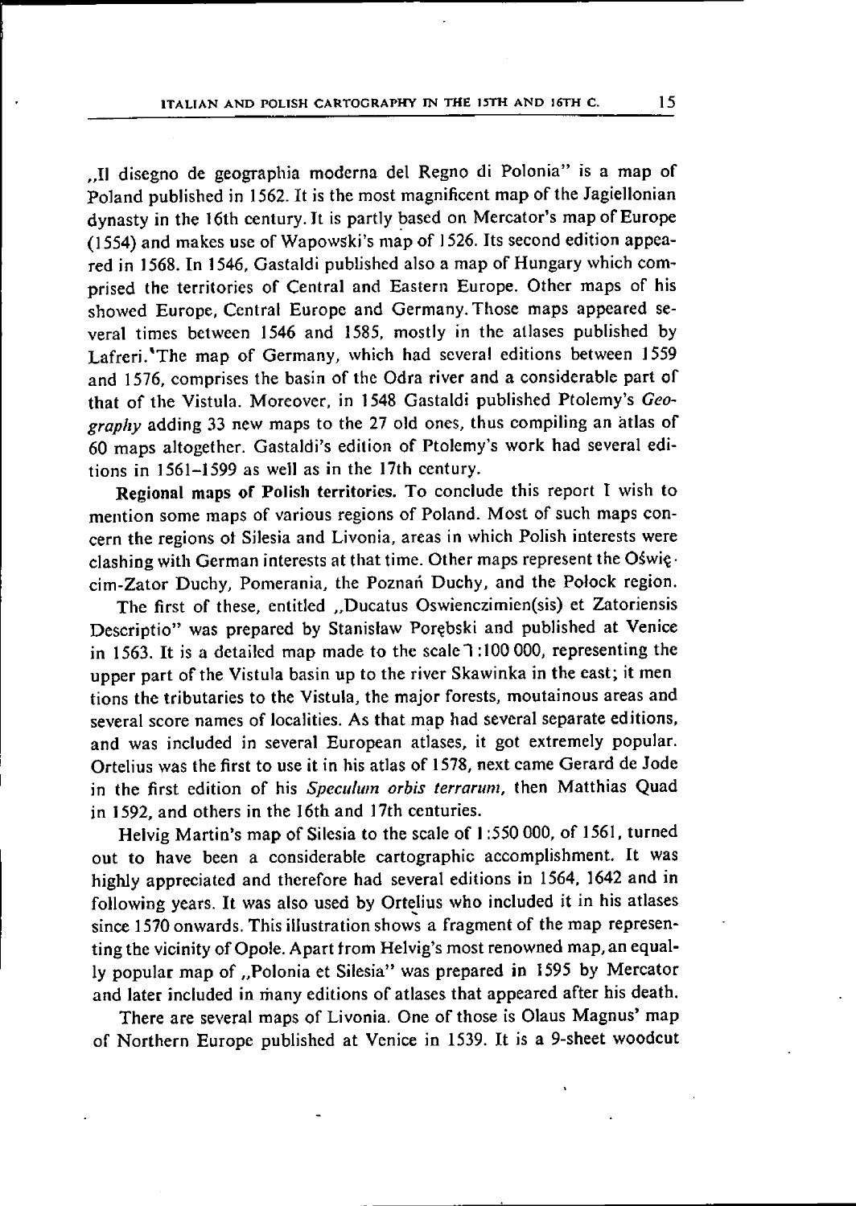„Il disegno de geographia moderna del Regno di Polonia" is a map of Poland published in 1562. It is the most magnificent map of the Jagiellonian dynasty in the 16th century. It is partly based on Mercator's map of Europe (1554) and makes use of Wapowski's map of 1526. Its second edition appeared in 1568. In 1546, Gastaldi published also a map of Hungary which comprised the territories of Central and Eastern Europe. Other maps of his showed Europe, Central Europe and Germany. Those maps appeared several times between 1546 and 1585, mostly in the atlases published by Lafreri. The map of Germany, which had several editions between 1559 and 1576, comprises the basin of the Odra river and a considerable part of that of the Vistula. Moreover, in 1548 Gastaldi published Ptolemy's *Geography* adding 33 new maps to the 27 old ones, thus compiling an atlas of 60 maps altogether. Gastaldi's edition of Ptolemy's work had several editions in 1561–1599 as well as in the 17th century.

**Regional maps of Polish territories.** To conclude this report I wish to mention some maps of various regions of Poland. Most of such maps concern the regions of Silesia and Livonia, areas in which Polish interests were clashing with German interests at that time. Other maps represent the Oświęcim-Zator Duchy, Pomerania, the Poznań Duchy, and the Połock region.

The first of these, entitled „Ducatus Oswienczimien(sis) et Zatoriensis Descriptio" was prepared by Stanisław Porębski and published at Venice in 1563. It is a detailed map made to the scale 1:100 000, representing the upper part of the Vistula basin up to the river Skawinka in the east; it mentions the tributaries to the Vistula, the major forests, moutainous areas and several score names of localities. As that map had several separate editions, and was included in several European atlases, it got extremely popular. Ortelius was the first to use it in his atlas of 1578, next came Gerard de Jode in the first edition of his *Speculum orbis terrarum*, then Matthias Quad in 1592, and others in the 16th and 17th centuries.

Helvig Martin's map of Silesia to the scale of 1:550 000, of 1561, turned out to have been a considerable cartographic accomplishment. It was highly appreciated and therefore had several editions in 1564, 1642 and in following years. It was also used by Ortelius who included it in his atlases since 1570 onwards. This illustration shows a fragment of the map representing the vicinity of Opole. Apart from Helvig's most renowned map, an equally popular map of „Polonia et Silesia" was prepared in 1595 by Mercator and later included in many editions of atlases that appeared after his death.

There are several maps of Livonia. One of those is Olaus Magnus' map of Northern Europe published at Venice in 1539. It is a 9-sheet woodcut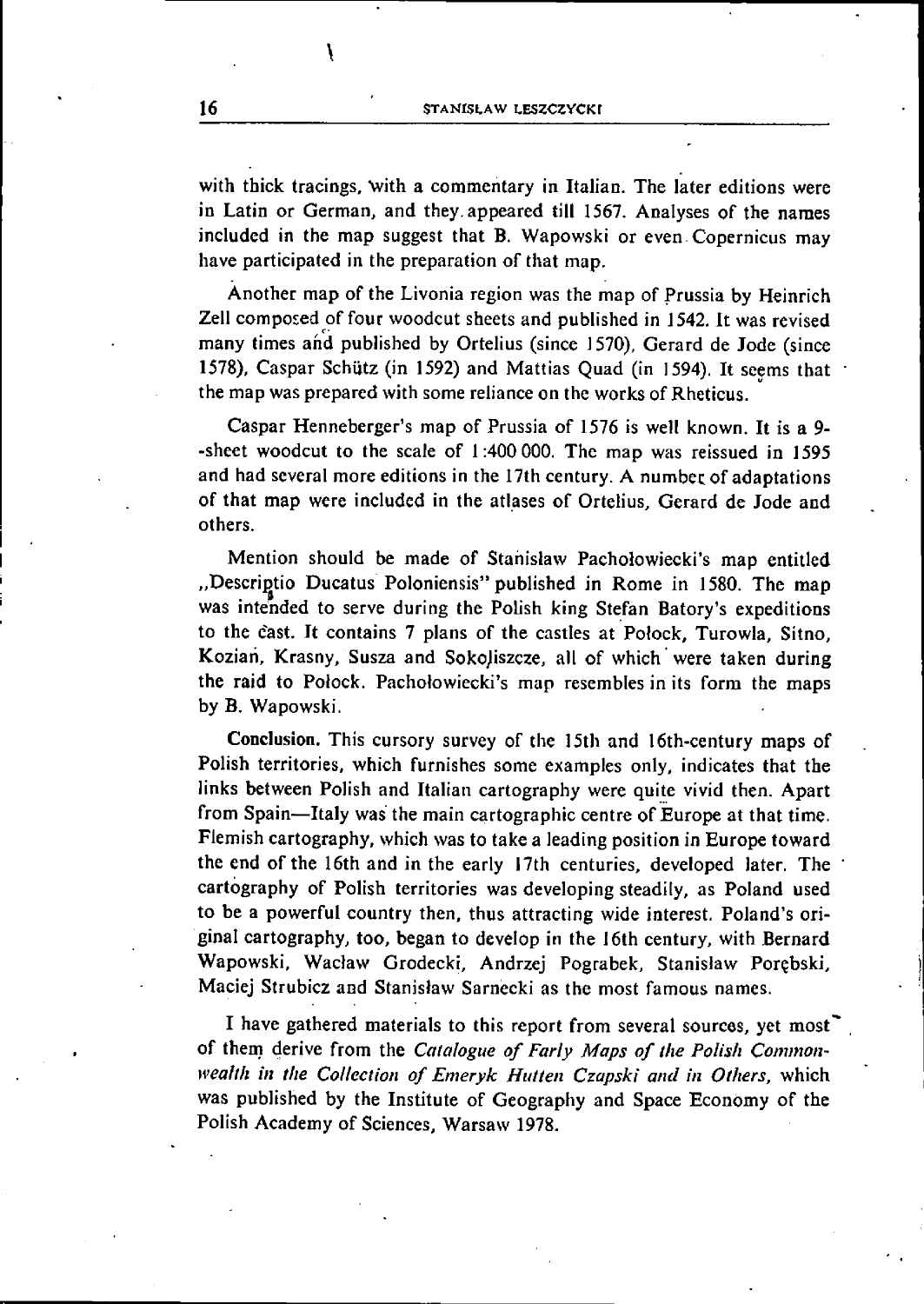with thick tracings, with a commentary in Italian. The later editions were in Latin or German, and they appeared till 1567. Analyses of the names included in the map suggest that B. Wapowski or even Copernicus may have participated in the preparation of that map.

Another map of the Livonia region was the map of Prussia by Heinrich Zell composed of four woodcut sheets and published in 1542. It was revised many times and published by Ortelius (since 1570), Gerard de Jode (since 1578), Caspar Schütz (in 1592) and Mattias Quad (in 1594). It seems that the map was prepared with some reliance on the works of Rheticus.

Caspar Henneberger's map of Prussia of 1576 is well known. It is a 9--sheet woodcut to the scale of 1:400 000. The map was reissued in 1595 and had several more editions in the 17th century. A number of adaptations of that map were included in the atlases of Ortelius, Gerard de Jode and others.

Mention should be made of Stanisław Pachołowiecki's map entitled „Descriptio Ducatus Poloniensis" published in Rome in 1580. The map was intended to serve during the Polish king Stefan Batory's expeditions to the east. It contains 7 plans of the castles at Połock, Turowla, Sitno, Kozian, Krasny, Susza and Sokoliszcze, all of which were taken during the raid to Połock. Pachołowiecki's map resembles in its form the maps by B. Wapowski.

**Conclusion.** This cursory survey of the 15th and 16th-century maps of Polish territories, which furnishes some examples only, indicates that the links between Polish and Italian cartography were quite vivid then. Apart from Spain—Italy was the main cartographic centre of Europe at that time. Flemish cartography, which was to take a leading position in Europe toward the end of the 16th and in the early 17th centuries, developed later. The cartography of Polish territories was developing steadily, as Poland used to be a powerful country then, thus attracting wide interest. Poland's original cartography, too, began to develop in the 16th century, with Bernard Wapowski, Wacław Grodecki, Andrzej Pograbek, Stanisław Porębski, Maciej Strubicz and Stanisław Sarnecki as the most famous names.

I have gathered materials to this report from several sources, yet most of them derive from the *Catalogue of Early Maps of the Polish Commonwealth in the Collection of Emeryk Hutten Czapski and in Others*, which was published by the Institute of Geography and Space Economy of the Polish Academy of Sciences, Warsaw 1978.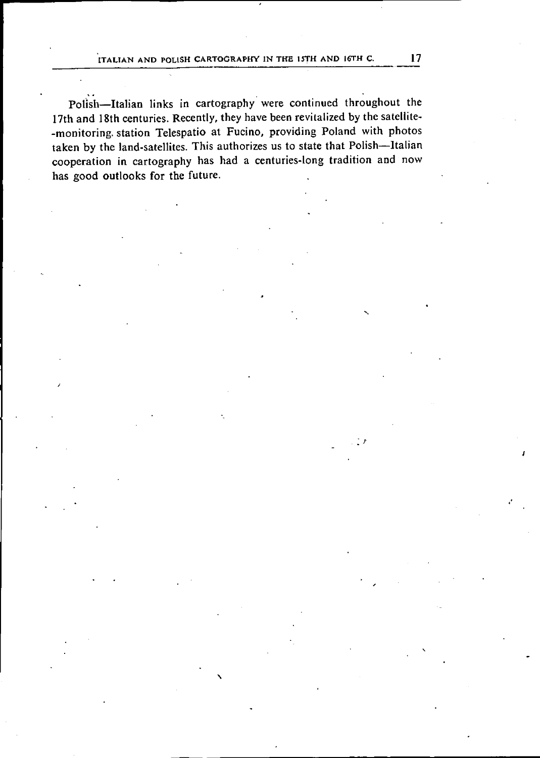Polish—Italian links in cartography were continued throughout the 17th and 18th centuries. Recently, they have been revitalized by the satellite-monitoring station Telespatio at Fucino, providing Poland with photos taken by the land-satellites. This authorizes us to state that Polish—Italian cooperation in cartography has had a centuries-long tradition and now has good outlooks for the future.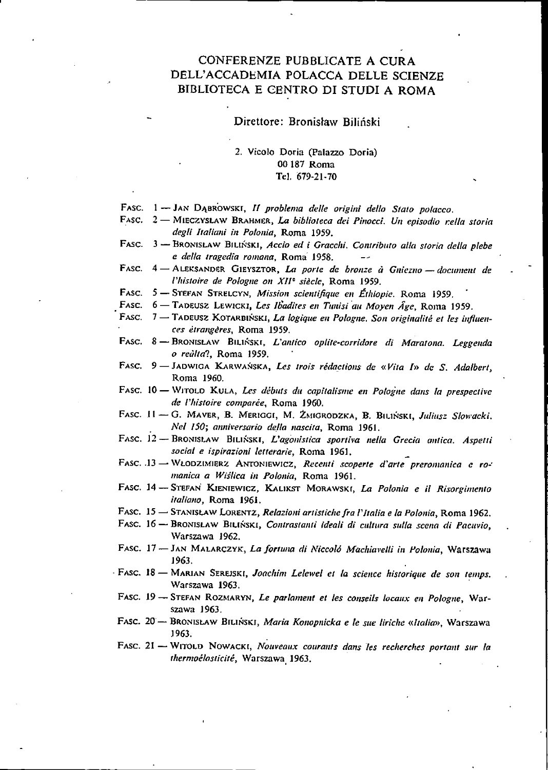# CONFERENZE PUBBLICATE A CURA DELL'ACCADEMIA POLACCA DELLE SCIENZE BIBLIOTECA E CENTRO DI STUDI A ROMA

Direttore: Bronisław Biliński

2. Vicolo Doria (Palazzo Doria)
00 187 Roma
Tel. 679-21-70

FASC. 1 — JAN DĄBROWSKI, *Il problema delle origini dello Stato polacco.*

FASC. 2 — MIECZYSŁAW BRAHMER, *La biblioteca dei Pinocci. Un episodio nella storia degli Italiani in Polonia*, Roma 1959.

FASC. 3 — BRONISŁAW BILIŃSKI, *Accio ed i Gracchi. Contributo alla storia della plebe e della tragedia romana*, Roma 1958.

FASC. 4 — ALEKSANDER GIEYSZTOR, *La porte de bronze à Gniezno — document de l'histoire de Pologne on XII^e^ siècle*, Roma 1959.

FASC. 5 — STEFAN STRELCYN, *Mission scientifique en Éthiopie.* Roma 1959.

FASC. 6 — TADEUSZ LEWICKI, *Les Ibadites en Tunisi au Moyen Âge*, Roma 1959.

FASC. 7 — TADEUSZ KOTARBIŃSKI, *La logique en Pologne. Son originalité et les influences étrangères*, Roma 1959.

FASC. 8 — BRONISŁAW BILIŃSKI, *L'antico oplite-corridore di Maratona. Leggenda o reàltà?*, Roma 1959.

FASC. 9 — JADWIGA KARWAŃSKA, *Les trois rédactions de «Vita I» de S. Adalbert*, Roma 1960.

FASC. 10 — WITOLD KULA, *Les débuts du capitalisme en Pologne dans la prespective de l'histoire comparée*, Roma 1960.

FASC. 11 — G. MAVER, B. MERIGGI, M. ŻMIGRODZKA, B. BILIŃSKI, *Juliusz Słowacki. Nel 150; anniversario della nascita*, Roma 1961.

FASC. 12 — BRONISŁAW BILIŃSKI, *L'agonistica sportiva nella Grecia antica. Aspetti social e ispirazioni letterarie*, Roma 1961.

FASC. 13 — WŁODZIMIERZ ANTONIEWICZ, *Recenti scoperte d'arte preromanica e romanica a Wiślica in Polonia*, Roma 1961.

FASC. 14 — STEFAN KIENIEWICZ, KALIKST MORAWSKI, *La Polonia e il Risorgimento italiano*, Roma 1961.

FASC. 15 — STANISŁAW LORENTZ, *Relazioni artistiche fra l'Italia e la Polonia*, Roma 1962.

FASC. 16 — BRONISŁAW BILIŃSKI, *Contrastanti ideali di cultura sulla scena di Pacuvio*, Warszawa 1962.

FASC. 17 — JAN MALARCZYK, *La fortuna di Niccolò Machiavelli in Polonia*, Warszawa 1963.

FASC. 18 — MARIAN SEREJSKI, *Joachim Lelewel et la science historique de son temps.* Warszawa 1963.

FASC. 19 — STEFAN ROZMARYN, *Le parlament et les conseils locaux en Pologne*, Warszawa 1963.

FASC. 20 — BRONISŁAW BILIŃSKI, *Maria Konopnicka e le sue liriche «Italia»*, Warszawa 1963.

FASC. 21 — WITOLD NOWACKI, *Nouveaux courants dans les recherches portant sur la thermoélasticité*, Warszawa 1963.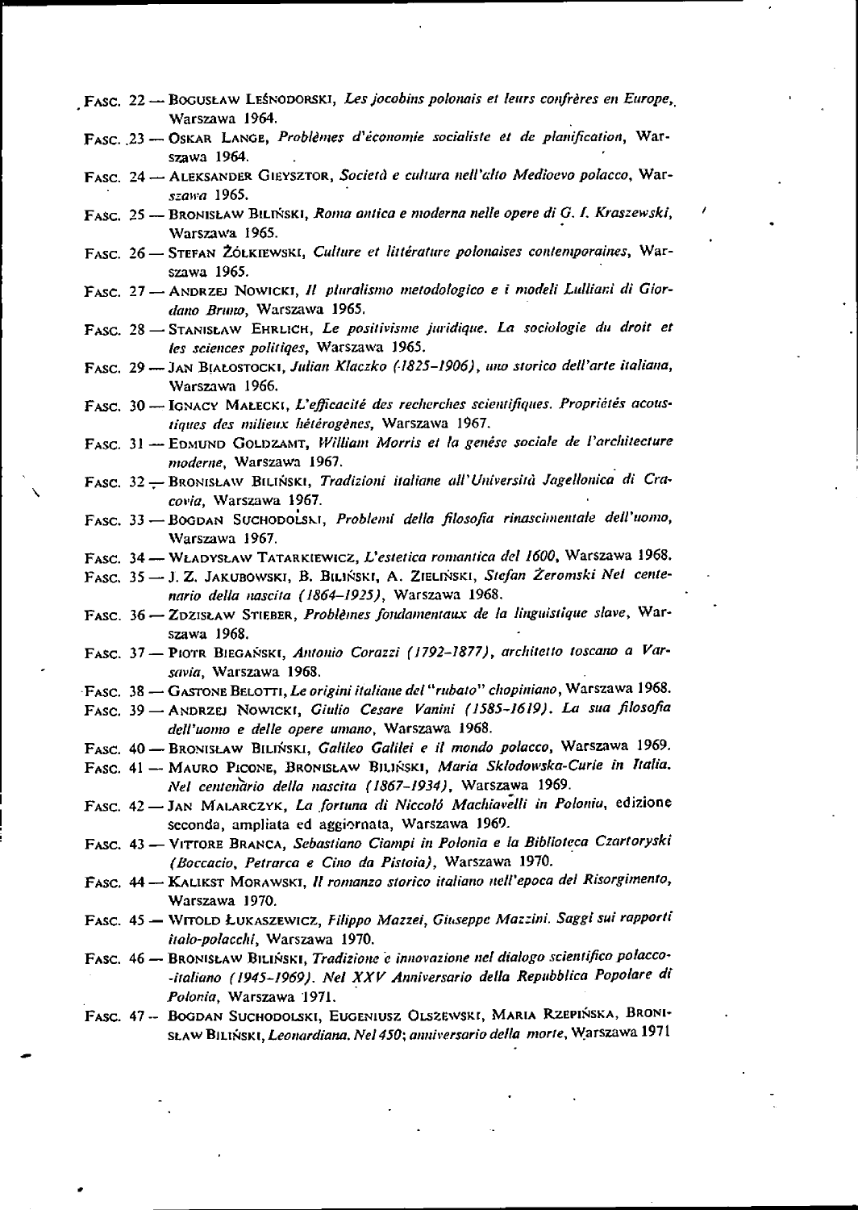FASC. 22 — BOGUSŁAW LEŚNODORSKI, *Les jacobins polonais et leurs confrères en Europe*, Warszawa 1964.

FASC. 23 — OSKAR LANGE, *Problèmes d'économie socialiste et de planification*, Warszawa 1964.

FASC. 24 — ALEKSANDER GIEYSZTOR, *Società e cultura nell'alto Medioevo polacco*, Warszawa 1965.

FASC. 25 — BRONISŁAW BILIŃSKI, *Roma antica e moderna nelle opere di G. I. Kraszewski*, Warszawa 1965.

FASC. 26 — STEFAN ŻÓŁKIEWSKI, *Culture et littérature polonaises contemporaines*, Warszawa 1965.

FASC. 27 — ANDRZEJ NOWICKI, *Il pluralismo metodologico e i modeli Lulliani di Giordano Bruno*, Warszawa 1965.

FASC. 28 — STANISŁAW EHRLICH, *Le positivisme juridique. La sociologie du droit et les sciences politiqes*, Warszawa 1965.

FASC. 29 — JAN BIAŁOSTOCKI, *Julian Klaczko (1825–1906), uno storico dell'arte italiana*, Warszawa 1966.

FASC. 30 — IGNACY MAŁECKI, *L'efficacité des recherches scientifiques. Propriétés acoustiques des milieux hétérogènes*, Warszawa 1967.

FASC. 31 — EDMUND GOLDZAMT, *William Morris et la genèse sociale de l'architecture moderne*, Warszawa 1967.

FASC. 32 — BRONISŁAW BILIŃSKI, *Tradizioni italiane all'Università Jagellonica di Cracovia*, Warszawa 1967.

FASC. 33 — BOGDAN SUCHODOLSKI, *Problemi della filosofia rinascimentale dell'uomo*, Warszawa 1967.

FASC. 34 — WŁADYSŁAW TATARKIEWICZ, *L'estetica romantica del 1600*, Warszawa 1968.

FASC. 35 — J. Z. JAKUBOWSKI, B. BILIŃSKI, A. ZIELIŃSKI, *Stefan Żeromski Nel centenario della nascita (1864–1925)*, Warszawa 1968.

FASC. 36 — ZDZISŁAW STIEBER, *Problèmes fondamentaux de la linguistique slave*, Warszawa 1968.

FASC. 37 — PIOTR BIEGAŃSKI, *Antonio Corazzi (1792–1877), architetto toscano a Varsavia*, Warszawa 1968.

FASC. 38 — GASTONE BELOTTI, *Le origini italiane del "rubato" chopiniano*, Warszawa 1968.

FASC. 39 — ANDRZEJ NOWICKI, *Giulio Cesare Vanini (1585–1619). La sua filosofia dell'uomo e delle opere umano*, Warszawa 1968.

FASC. 40 — BRONISŁAW BILIŃSKI, *Galileo Galilei e il mondo polacco*, Warszawa 1969.

FASC. 41 — MAURO PICONE, BRONISŁAW BILIŃSKI, *Maria Skłodowska-Curie in Italia. Nel centenario della nascita (1867–1934)*, Warszawa 1969.

FASC. 42 — JAN MALARCZYK, *La fortuna di Niccolò Machiavelli in Polonia*, edizione seconda, ampliata ed aggiornata, Warszawa 1969.

FASC. 43 — VITTORE BRANCA, *Sebastiano Ciampi in Polonia e la Biblioteca Czartoryski (Boccacio, Petrarca e Cino da Pistoia)*, Warszawa 1970.

FASC. 44 — KALIKST MORAWSKI, *Il romanzo storico italiano nell'epoca del Risorgimento*, Warszawa 1970.

FASC. 45 — WITOLD ŁUKASZEWICZ, *Filippo Mazzei, Giuseppe Mazzini. Saggi sui rapporti italo-polacchi*, Warszawa 1970.

FASC. 46 — BRONISŁAW BILIŃSKI, *Tradizione e innovazione nel dialogo scientifico polacco-italiano (1945–1969). Nel XXV Anniversario della Repubblica Popolare di Polonia*, Warszawa 1971.

FASC. 47 — BOGDAN SUCHODOLSKI, EUGENIUSZ OLSZEWSKI, MARIA RZEPIŃSKA, BRONISŁAW BILIŃSKI, *Leonardiana. Nel 450; anniversario della morte*, Warszawa 1971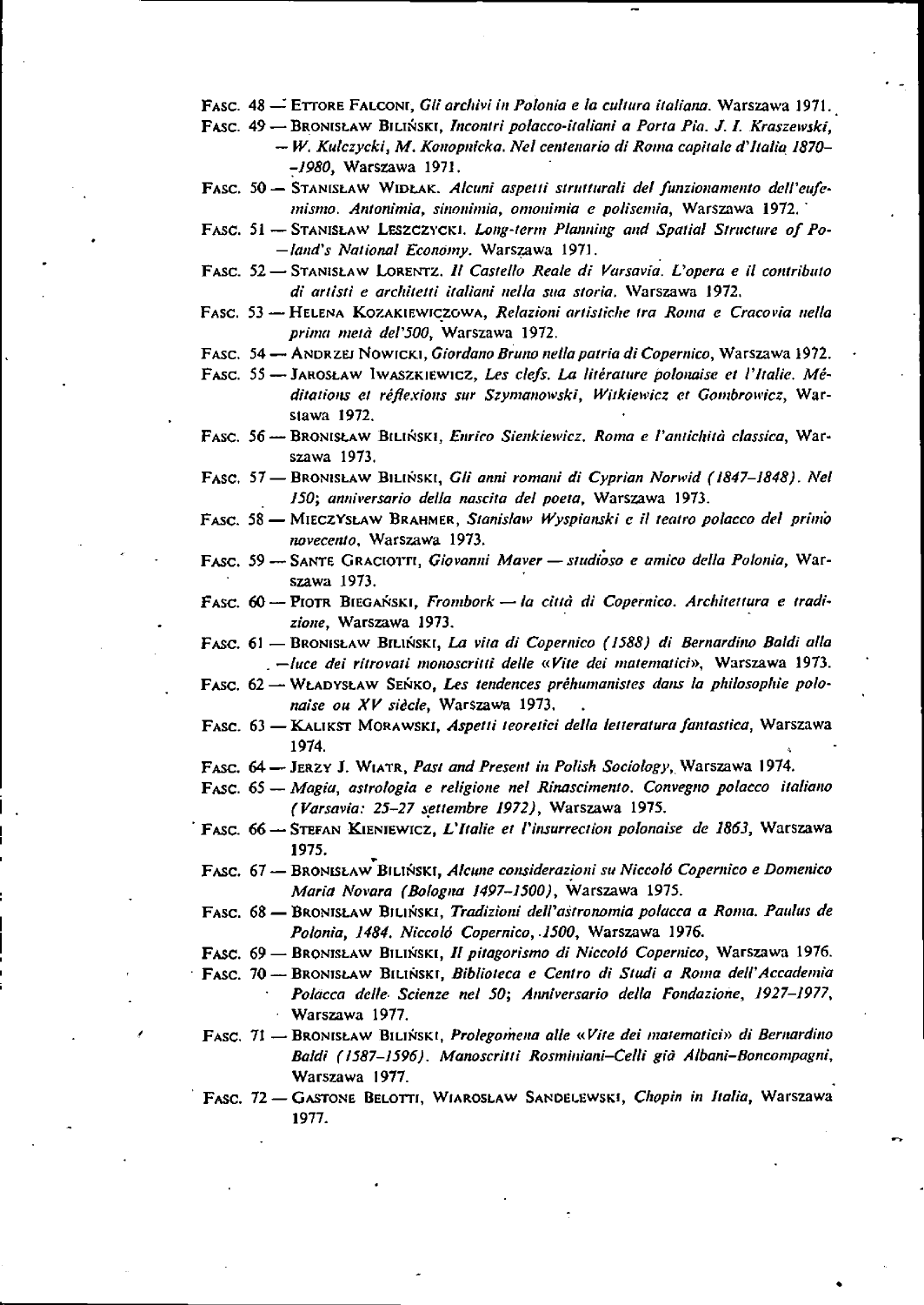FASC. 48 — ETTORE FALCONI, *Gli archivi in Polonia e la cultura italiana.* Warszawa 1971.

FASC. 49 — BRONISŁAW BILIŃSKI, *Incontri polacco-italiani a Porta Pia. J. I. Kraszewski, — W. Kulczycki, M. Konopnicka. Nel centenario di Roma capitale d'Italia 1870–1980,* Warszawa 1971.

FASC. 50 — STANISŁAW WIDŁAK. *Alcuni aspetti strutturali del funzionamento dell'eufemismo. Antonimia, sinonimia, omonimia e polisemia,* Warszawa 1972.

FASC. 51 — STANISŁAW LESZCZYCKI. *Long-term Planning and Spatial Structure of Poland's National Economy.* Warszawa 1971.

FASC. 52 — STANISŁAW LORENTZ. *Il Castello Reale di Varsavia. L'opera e il contributo di artisti e architetti italiani nella sua storia.* Warszawa 1972.

FASC. 53 — HELENA KOZAKIEWICZOWA, *Relazioni artistiche tra Roma e Cracovia nella prima metà del'500,* Warszawa 1972.

FASC. 54 — ANDRZEJ NOWICKI, *Giordano Bruno nella patria di Copernico,* Warszawa 1972.

FASC. 55 — JAROSŁAW IWASZKIEWICZ, *Les clefs. La littérature polonaise et l'Italie. Méditations et réflexions sur Szymanowski, Witkiewicz et Gombrowicz,* Warsiawa 1972.

FASC. 56 — BRONISŁAW BILIŃSKI, *Enrico Sienkiewicz. Roma e l'antichità classica,* Warszawa 1973.

FASC. 57 — BRONISŁAW BILIŃSKI, *Gli anni romani di Cyprian Norwid (1847–1848). Nel 150; anniversario della nascita del poeta,* Warszawa 1973.

FASC. 58 — MIECZYSŁAW BRAHMER, *Stanislaw Wyspianski e il teatro polacco del primo novecento,* Warszawa 1973.

FASC. 59 — SANTE GRACIOTTI, *Giovanni Maver — studioso e amico della Polonia,* Warszawa 1973.

FASC. 60 — PIOTR BIEGAŃSKI, *Frombork — la città di Copernico. Architettura e tradizione,* Warszawa 1973.

FASC. 61 — BRONISŁAW BILIŃSKI, *La vita di Copernico (1588) di Bernardino Baldi alla luce dei ritrovati monoscritti delle «Vite dei matematici»,* Warszawa 1973.

FASC. 62 — WŁADYSŁAW SEŃKO, *Les tendences préhumanistes dans la philosophie polonaise au XV siècle,* Warszawa 1973.

FASC. 63 — KALIKST MORAWSKI, *Aspetti teoretici della letteratura fantastica,* Warszawa 1974.

FASC. 64 — JERZY J. WIATR, *Past and Present in Polish Sociology,* Warszawa 1974.

FASC. 65 — *Magia, astrologia e religione nel Rinascimento. Convegno polacco italiano (Varsavia: 25–27 settembre 1972),* Warszawa 1975.

FASC. 66 — STEFAN KIENIEWICZ, *L'Italie et l'insurrection polonaise de 1863,* Warszawa 1975.

FASC. 67 — BRONISŁAW BILIŃSKI, *Alcune considerazioni su Niccoló Copernico e Domenico Maria Novara (Bologna 1497–1500),* Warszawa 1975.

FASC. 68 — BRONISŁAW BILIŃSKI, *Tradizioni dell'astronomia polacca a Roma. Paulus de Polonia, 1484. Niccoló Copernico, 1500,* Warszawa 1976.

FASC. 69 — BRONISŁAW BILIŃSKI, *Il pitagorismo di Niccoló Copernico,* Warszawa 1976.

FASC. 70 — BRONISŁAW BILIŃSKI, *Biblioteca e Centro di Studi a Roma dell'Accademia Polacca delle Scienze nel 50; Anniversario della Fondazione, 1927–1977,* Warszawa 1977.

FASC. 71 — BRONISŁAW BILIŃSKI, *Prolegomena alle «Vite dei matematici» di Bernardino Baldi (1587–1596). Manoscritti Rosminiani–Celli già Albani–Boncompagni,* Warszawa 1977.

FASC. 72 — GASTONE BELOTTI, WIAROSŁAW SANDELEWSKI, *Chopin in Italia,* Warszawa 1977.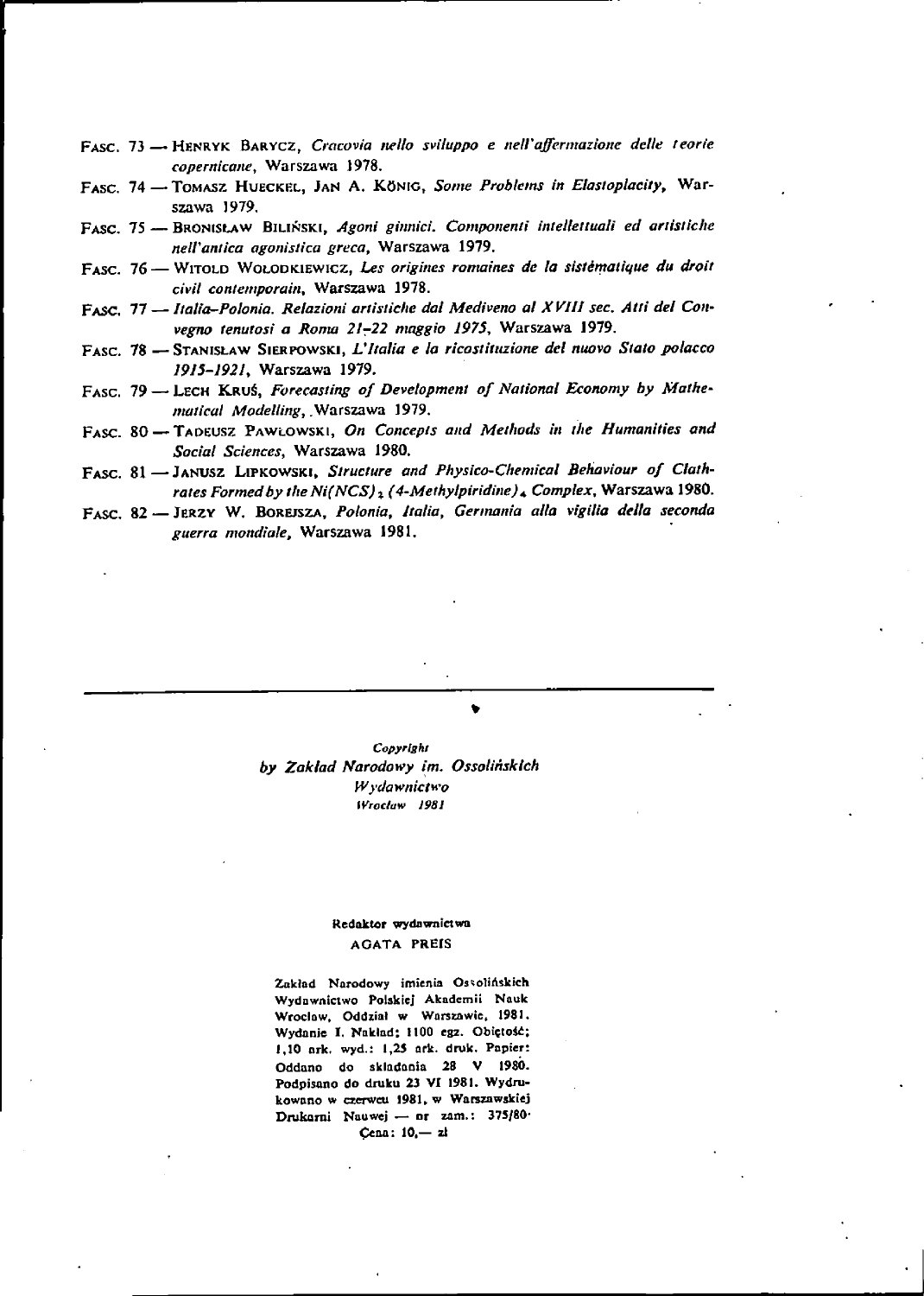FASC. 73 — HENRYK BARYCZ, *Cracovia nello sviluppo e nell'affermazione delle teorie copernicane*, Warszawa 1978.

FASC. 74 — TOMASZ HUECKEL, JAN A. KÖNIG, *Some Problems in Elastoplacity*, Warszawa 1979.

FASC. 75 — BRONISŁAW BILIŃSKI, *Agoni ginnici. Componenti intellettuali ed artistiche nell'antica agonistica greca*, Warszawa 1979.

FASC. 76 — WITOLD WOŁODKIEWICZ, *Les origines romaines de la sistématique du droit civil contemporain*, Warszawa 1978.

FASC. 77 — *Italia–Polonia. Relazioni artistiche dal Mediveno al XVIII sec. Atti del Convegno tenutosi a Roma 21–22 maggio 1975*, Warszawa 1979.

FASC. 78 — STANISŁAW SIERPOWSKI, *L'Italia e la ricostituzione del nuovo Stato polacco 1915–1921*, Warszawa 1979.

FASC. 79 — LECH KRUŚ, *Forecasting of Development of National Economy by Mathematical Modelling*, Warszawa 1979.

FASC. 80 — TADEUSZ PAWŁOWSKI, *On Concepts and Methods in the Humanities and Social Sciences*, Warszawa 1980.

FASC. 81 — JANUSZ LIPKOWSKI, *Structure and Physico-Chemical Behaviour of Clathrates Formed by the $Ni(NCS)_2$ $(4\text{-}Methylpiridine)_4$ Complex*, Warszawa 1980.

FASC. 82 — JERZY W. BOREJSZA, *Polonia, Italia, Germania alla vigilia della seconda guerra mondiale*, Warszawa 1981.

---

*Copyright*
*by Zakład Narodowy im. Ossolińskich*
*Wydawnictwo*
*Wrocław 1981*

Redaktor wydawnictwa
AGATA PREIS

Zakład Narodowy imienia Ossolińskich Wydawnictwo Polskiej Akademii Nauk Wrocław, Oddział w Warszawie, 1981. Wydanie I. Nakład: 1100 egz. Objętość: 1,10 ark. wyd.: 1,25 ark. druk. Papier: Oddano do składania 28 V 1980. Podpisano do druku 23 VI 1981. Wydrukowano w czerwcu 1981, w Warszawskiej Drukarni Nauwej — nr zam.: 375/80·
Cena: 10,— zł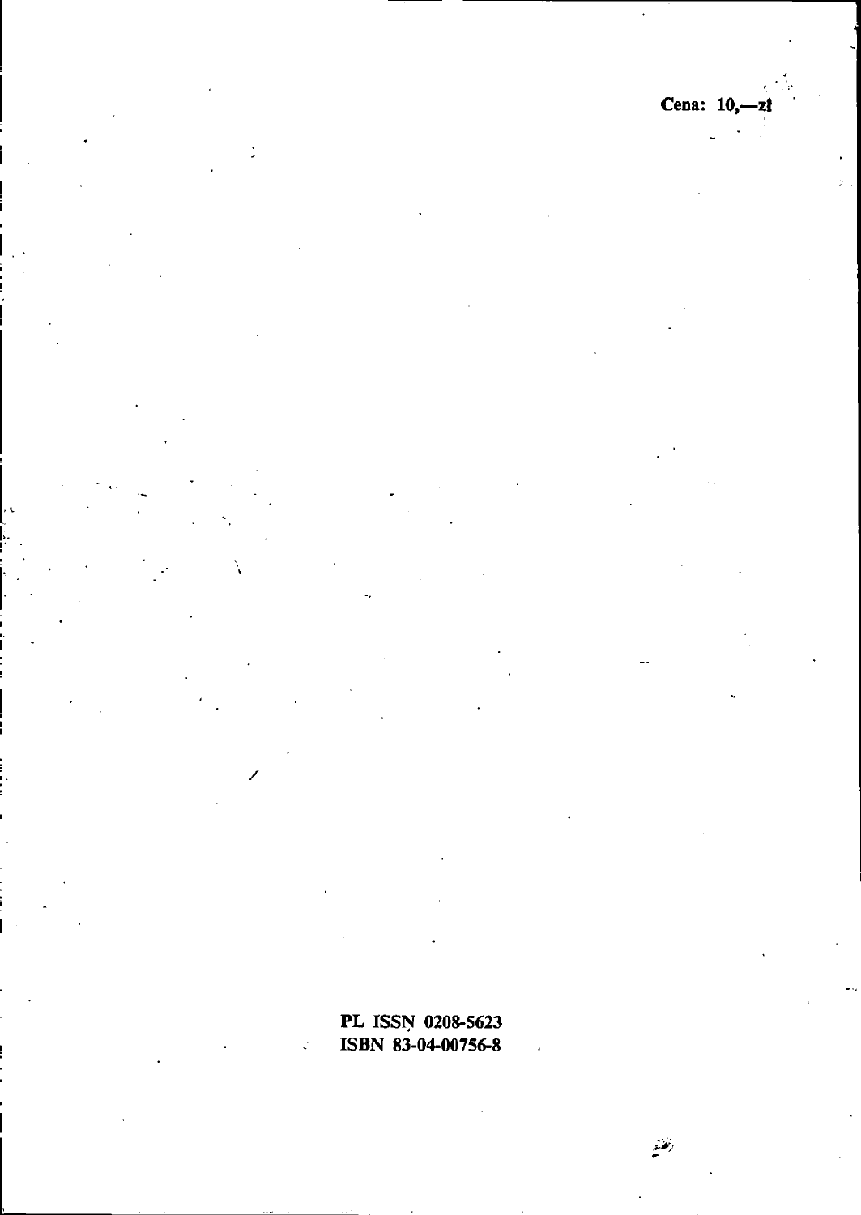Cena: 10,—zł

PL ISSN 0208-5623
ISBN 83-04-00756-8